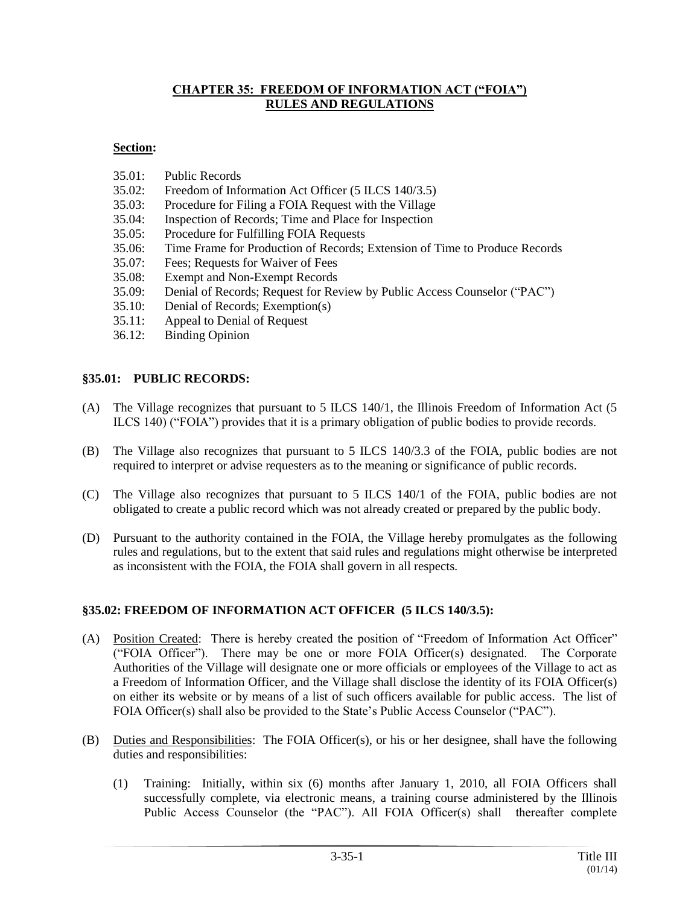# CHAPTER 35: FREEDOM OF INFORMATION ACT ("FOIA") RULES AND REGULATIONS

**Section:**

35.01: Public Records
35.02: Freedom of Information Act Officer (5 ILCS 140/3.5)
35.03: Procedure for Filing a FOIA Request with the Village
35.04: Inspection of Records; Time and Place for Inspection
35.05: Procedure for Fulfilling FOIA Requests
35.06: Time Frame for Production of Records; Extension of Time to Produce Records
35.07: Fees; Requests for Waiver of Fees
35.08: Exempt and Non-Exempt Records
35.09: Denial of Records; Request for Review by Public Access Counselor ("PAC")
35.10: Denial of Records; Exemption(s)
35.11: Appeal to Denial of Request
36.12: Binding Opinion

## §35.01: PUBLIC RECORDS:

(A) The Village recognizes that pursuant to 5 ILCS 140/1, the Illinois Freedom of Information Act (5 ILCS 140) ("FOIA") provides that it is a primary obligation of public bodies to provide records.

(B) The Village also recognizes that pursuant to 5 ILCS 140/3.3 of the FOIA, public bodies are not required to interpret or advise requesters as to the meaning or significance of public records.

(C) The Village also recognizes that pursuant to 5 ILCS 140/1 of the FOIA, public bodies are not obligated to create a public record which was not already created or prepared by the public body.

(D) Pursuant to the authority contained in the FOIA, the Village hereby promulgates as the following rules and regulations, but to the extent that said rules and regulations might otherwise be interpreted as inconsistent with the FOIA, the FOIA shall govern in all respects.

## §35.02: FREEDOM OF INFORMATION ACT OFFICER (5 ILCS 140/3.5):

(A) Position Created: There is hereby created the position of "Freedom of Information Act Officer" ("FOIA Officer"). There may be one or more FOIA Officer(s) designated. The Corporate Authorities of the Village will designate one or more officials or employees of the Village to act as a Freedom of Information Officer, and the Village shall disclose the identity of its FOIA Officer(s) on either its website or by means of a list of such officers available for public access. The list of FOIA Officer(s) shall also be provided to the State's Public Access Counselor ("PAC").

(B) Duties and Responsibilities: The FOIA Officer(s), or his or her designee, shall have the following duties and responsibilities:

(1) Training: Initially, within six (6) months after January 1, 2010, all FOIA Officers shall successfully complete, via electronic means, a training course administered by the Illinois Public Access Counselor (the "PAC"). All FOIA Officer(s) shall thereafter complete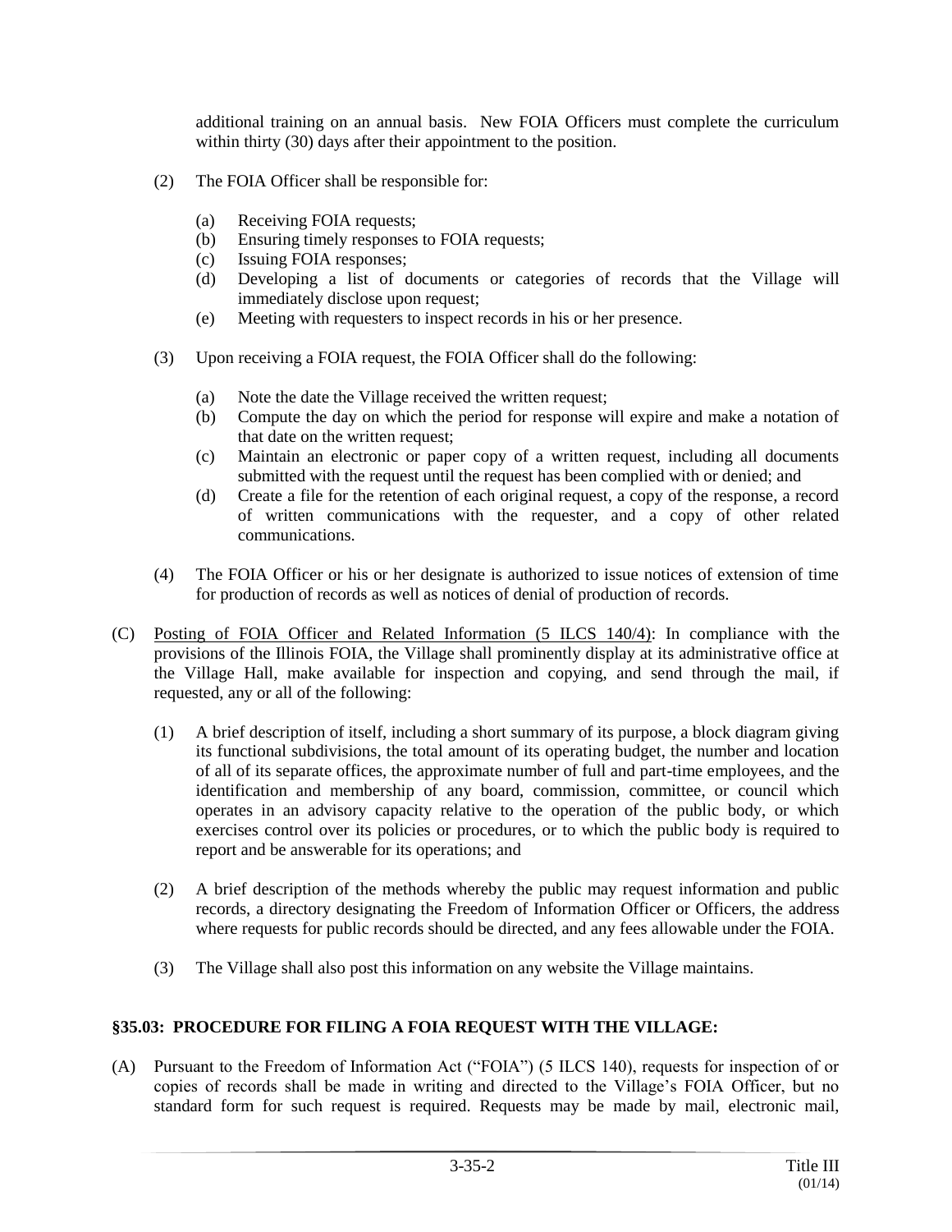additional training on an annual basis. New FOIA Officers must complete the curriculum within thirty (30) days after their appointment to the position.

(2) The FOIA Officer shall be responsible for:

(a) Receiving FOIA requests;
(b) Ensuring timely responses to FOIA requests;
(c) Issuing FOIA responses;
(d) Developing a list of documents or categories of records that the Village will immediately disclose upon request;
(e) Meeting with requesters to inspect records in his or her presence.

(3) Upon receiving a FOIA request, the FOIA Officer shall do the following:

(a) Note the date the Village received the written request;
(b) Compute the day on which the period for response will expire and make a notation of that date on the written request;
(c) Maintain an electronic or paper copy of a written request, including all documents submitted with the request until the request has been complied with or denied; and
(d) Create a file for the retention of each original request, a copy of the response, a record of written communications with the requester, and a copy of other related communications.

(4) The FOIA Officer or his or her designate is authorized to issue notices of extension of time for production of records as well as notices of denial of production of records.

(C) Posting of FOIA Officer and Related Information (5 ILCS 140/4): In compliance with the provisions of the Illinois FOIA, the Village shall prominently display at its administrative office at the Village Hall, make available for inspection and copying, and send through the mail, if requested, any or all of the following:

(1) A brief description of itself, including a short summary of its purpose, a block diagram giving its functional subdivisions, the total amount of its operating budget, the number and location of all of its separate offices, the approximate number of full and part-time employees, and the identification and membership of any board, commission, committee, or council which operates in an advisory capacity relative to the operation of the public body, or which exercises control over its policies or procedures, or to which the public body is required to report and be answerable for its operations; and

(2) A brief description of the methods whereby the public may request information and public records, a directory designating the Freedom of Information Officer or Officers, the address where requests for public records should be directed, and any fees allowable under the FOIA.

(3) The Village shall also post this information on any website the Village maintains.

## §35.03: PROCEDURE FOR FILING A FOIA REQUEST WITH THE VILLAGE:

(A) Pursuant to the Freedom of Information Act ("FOIA") (5 ILCS 140), requests for inspection of or copies of records shall be made in writing and directed to the Village's FOIA Officer, but no standard form for such request is required. Requests may be made by mail, electronic mail,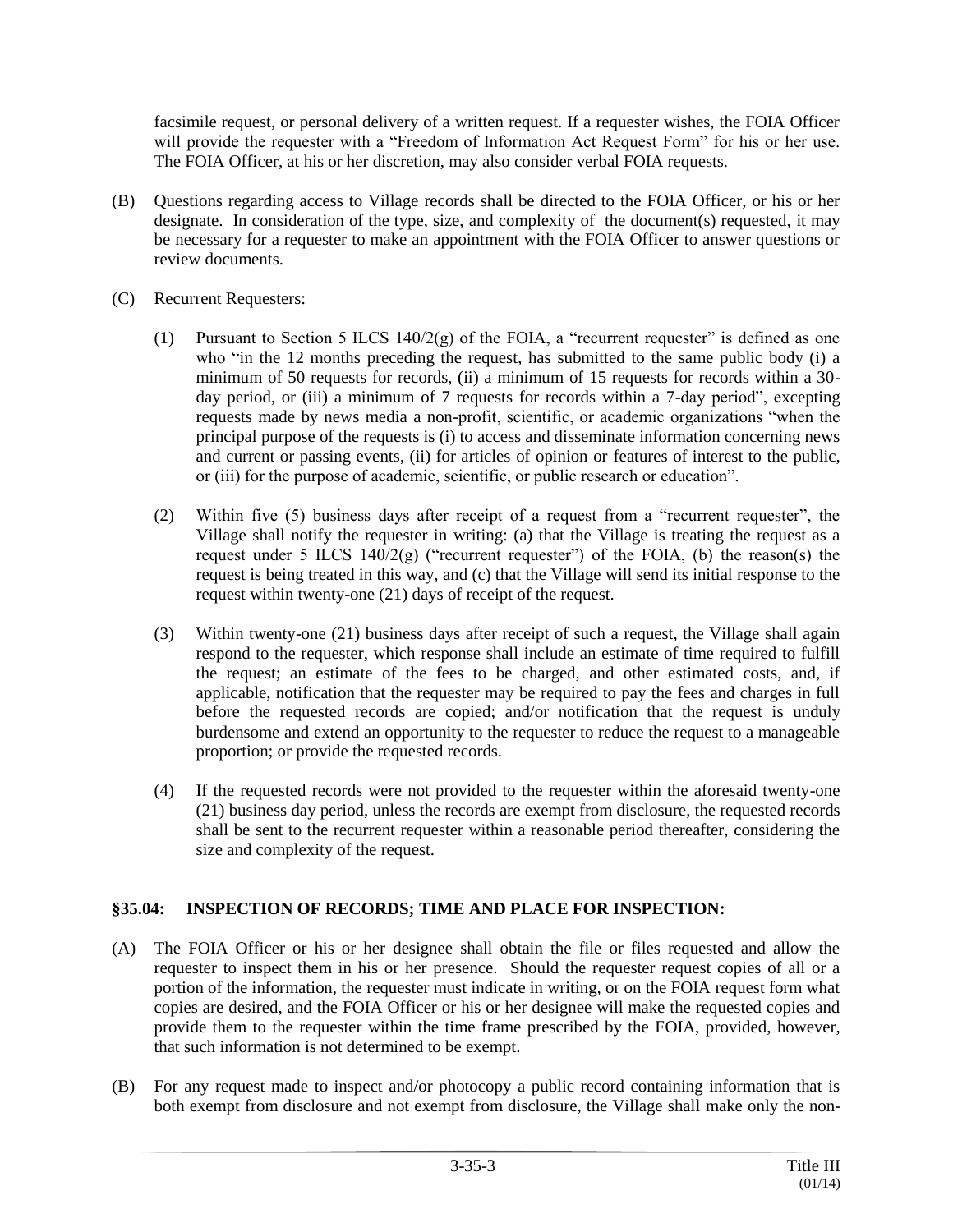facsimile request, or personal delivery of a written request. If a requester wishes, the FOIA Officer will provide the requester with a "Freedom of Information Act Request Form" for his or her use. The FOIA Officer, at his or her discretion, may also consider verbal FOIA requests.

(B) Questions regarding access to Village records shall be directed to the FOIA Officer, or his or her designate. In consideration of the type, size, and complexity of the document(s) requested, it may be necessary for a requester to make an appointment with the FOIA Officer to answer questions or review documents.

(C) Recurrent Requesters:

(1) Pursuant to Section 5 ILCS 140/2(g) of the FOIA, a "recurrent requester" is defined as one who "in the 12 months preceding the request, has submitted to the same public body (i) a minimum of 50 requests for records, (ii) a minimum of 15 requests for records within a 30-day period, or (iii) a minimum of 7 requests for records within a 7-day period", excepting requests made by news media a non-profit, scientific, or academic organizations "when the principal purpose of the requests is (i) to access and disseminate information concerning news and current or passing events, (ii) for articles of opinion or features of interest to the public, or (iii) for the purpose of academic, scientific, or public research or education".

(2) Within five (5) business days after receipt of a request from a "recurrent requester", the Village shall notify the requester in writing: (a) that the Village is treating the request as a request under 5 ILCS 140/2(g) ("recurrent requester") of the FOIA, (b) the reason(s) the request is being treated in this way, and (c) that the Village will send its initial response to the request within twenty-one (21) days of receipt of the request.

(3) Within twenty-one (21) business days after receipt of such a request, the Village shall again respond to the requester, which response shall include an estimate of time required to fulfill the request; an estimate of the fees to be charged, and other estimated costs, and, if applicable, notification that the requester may be required to pay the fees and charges in full before the requested records are copied; and/or notification that the request is unduly burdensome and extend an opportunity to the requester to reduce the request to a manageable proportion; or provide the requested records.

(4) If the requested records were not provided to the requester within the aforesaid twenty-one (21) business day period, unless the records are exempt from disclosure, the requested records shall be sent to the recurrent requester within a reasonable period thereafter, considering the size and complexity of the request.

### §35.04: INSPECTION OF RECORDS; TIME AND PLACE FOR INSPECTION:

(A) The FOIA Officer or his or her designee shall obtain the file or files requested and allow the requester to inspect them in his or her presence. Should the requester request copies of all or a portion of the information, the requester must indicate in writing, or on the FOIA request form what copies are desired, and the FOIA Officer or his or her designee will make the requested copies and provide them to the requester within the time frame prescribed by the FOIA, provided, however, that such information is not determined to be exempt.

(B) For any request made to inspect and/or photocopy a public record containing information that is both exempt from disclosure and not exempt from disclosure, the Village shall make only the non-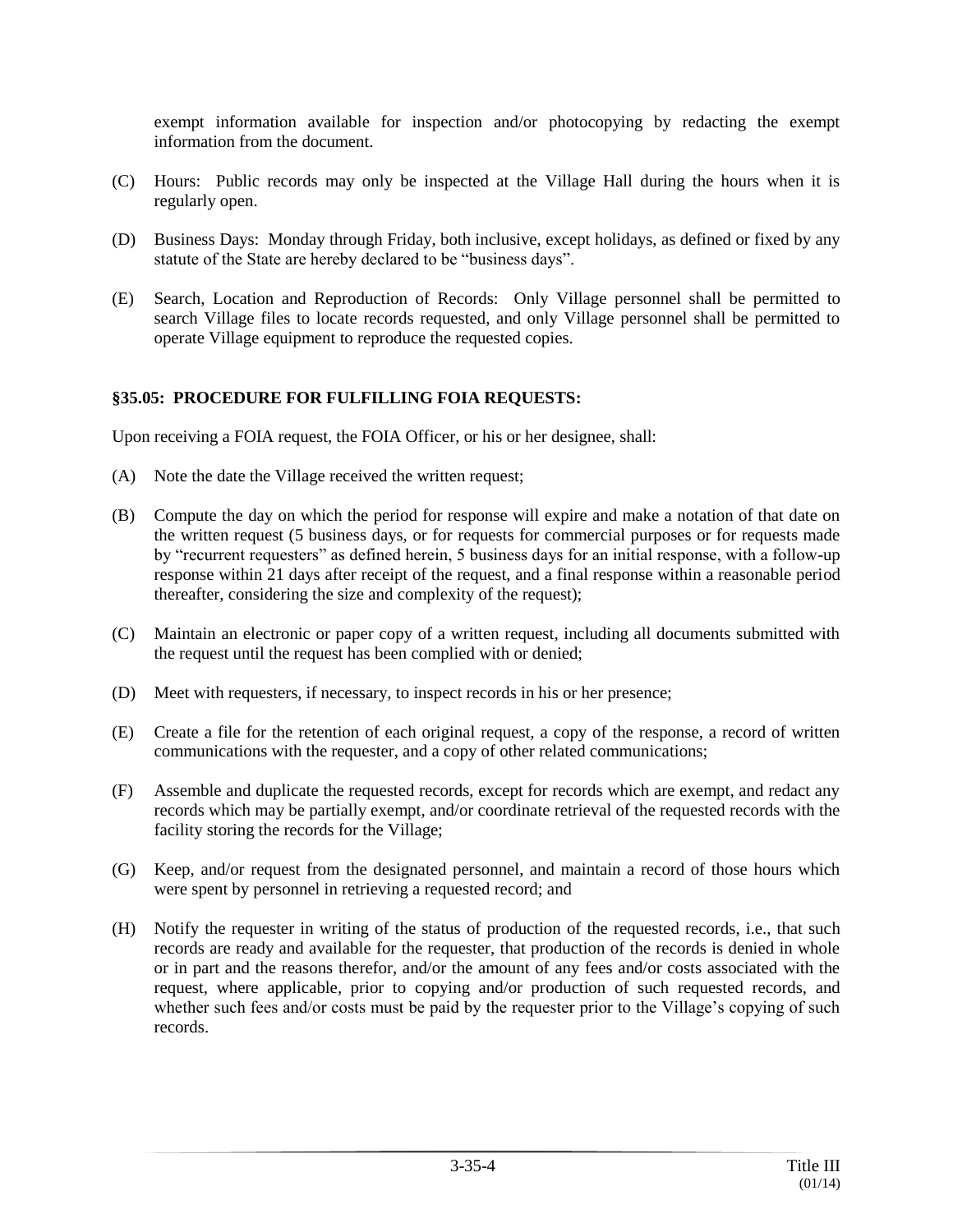exempt information available for inspection and/or photocopying by redacting the exempt information from the document.

(C) Hours: Public records may only be inspected at the Village Hall during the hours when it is regularly open.

(D) Business Days: Monday through Friday, both inclusive, except holidays, as defined or fixed by any statute of the State are hereby declared to be "business days".

(E) Search, Location and Reproduction of Records: Only Village personnel shall be permitted to search Village files to locate records requested, and only Village personnel shall be permitted to operate Village equipment to reproduce the requested copies.

## §35.05: PROCEDURE FOR FULFILLING FOIA REQUESTS:

Upon receiving a FOIA request, the FOIA Officer, or his or her designee, shall:

(A) Note the date the Village received the written request;

(B) Compute the day on which the period for response will expire and make a notation of that date on the written request (5 business days, or for requests for commercial purposes or for requests made by "recurrent requesters" as defined herein, 5 business days for an initial response, with a follow-up response within 21 days after receipt of the request, and a final response within a reasonable period thereafter, considering the size and complexity of the request);

(C) Maintain an electronic or paper copy of a written request, including all documents submitted with the request until the request has been complied with or denied;

(D) Meet with requesters, if necessary, to inspect records in his or her presence;

(E) Create a file for the retention of each original request, a copy of the response, a record of written communications with the requester, and a copy of other related communications;

(F) Assemble and duplicate the requested records, except for records which are exempt, and redact any records which may be partially exempt, and/or coordinate retrieval of the requested records with the facility storing the records for the Village;

(G) Keep, and/or request from the designated personnel, and maintain a record of those hours which were spent by personnel in retrieving a requested record; and

(H) Notify the requester in writing of the status of production of the requested records, i.e., that such records are ready and available for the requester, that production of the records is denied in whole or in part and the reasons therefor, and/or the amount of any fees and/or costs associated with the request, where applicable, prior to copying and/or production of such requested records, and whether such fees and/or costs must be paid by the requester prior to the Village's copying of such records.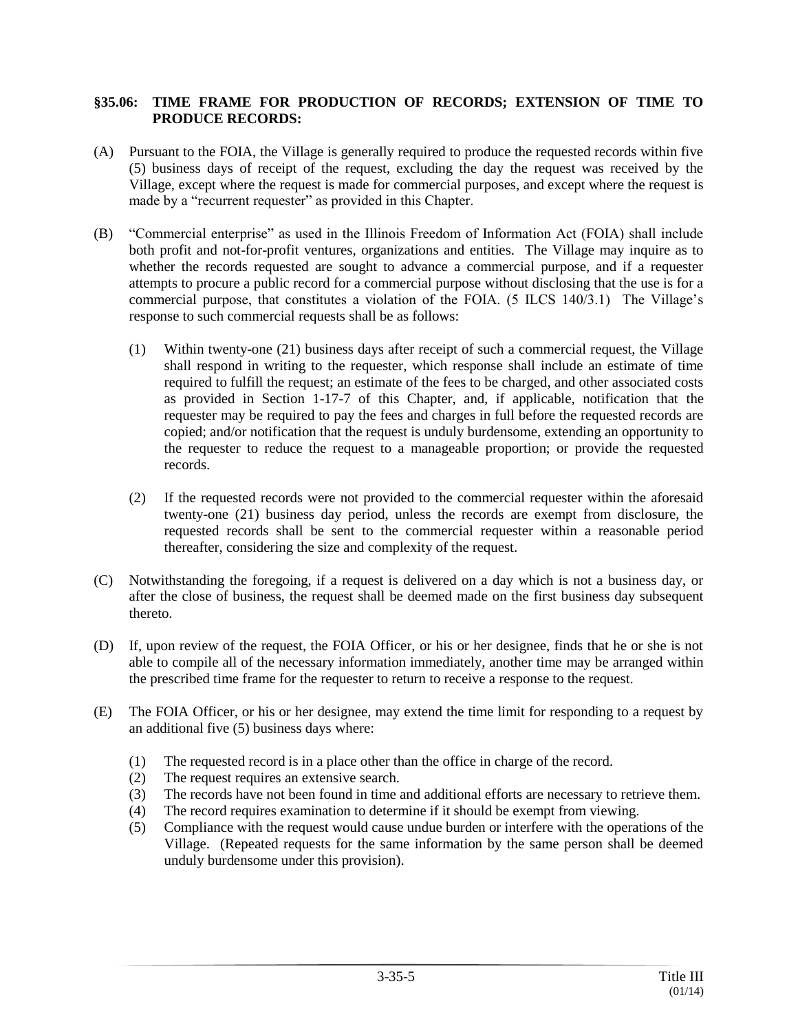### §35.06: TIME FRAME FOR PRODUCTION OF RECORDS; EXTENSION OF TIME TO PRODUCE RECORDS:

(A) Pursuant to the FOIA, the Village is generally required to produce the requested records within five (5) business days of receipt of the request, excluding the day the request was received by the Village, except where the request is made for commercial purposes, and except where the request is made by a "recurrent requester" as provided in this Chapter.

(B) "Commercial enterprise" as used in the Illinois Freedom of Information Act (FOIA) shall include both profit and not-for-profit ventures, organizations and entities. The Village may inquire as to whether the records requested are sought to advance a commercial purpose, and if a requester attempts to procure a public record for a commercial purpose without disclosing that the use is for a commercial purpose, that constitutes a violation of the FOIA. (5 ILCS 140/3.1) The Village's response to such commercial requests shall be as follows:

(1) Within twenty-one (21) business days after receipt of such a commercial request, the Village shall respond in writing to the requester, which response shall include an estimate of time required to fulfill the request; an estimate of the fees to be charged, and other associated costs as provided in Section 1-17-7 of this Chapter, and, if applicable, notification that the requester may be required to pay the fees and charges in full before the requested records are copied; and/or notification that the request is unduly burdensome, extending an opportunity to the requester to reduce the request to a manageable proportion; or provide the requested records.

(2) If the requested records were not provided to the commercial requester within the aforesaid twenty-one (21) business day period, unless the records are exempt from disclosure, the requested records shall be sent to the commercial requester within a reasonable period thereafter, considering the size and complexity of the request.

(C) Notwithstanding the foregoing, if a request is delivered on a day which is not a business day, or after the close of business, the request shall be deemed made on the first business day subsequent thereto.

(D) If, upon review of the request, the FOIA Officer, or his or her designee, finds that he or she is not able to compile all of the necessary information immediately, another time may be arranged within the prescribed time frame for the requester to return to receive a response to the request.

(E) The FOIA Officer, or his or her designee, may extend the time limit for responding to a request by an additional five (5) business days where:

(1) The requested record is in a place other than the office in charge of the record.
(2) The request requires an extensive search.
(3) The records have not been found in time and additional efforts are necessary to retrieve them.
(4) The record requires examination to determine if it should be exempt from viewing.
(5) Compliance with the request would cause undue burden or interfere with the operations of the Village. (Repeated requests for the same information by the same person shall be deemed unduly burdensome under this provision).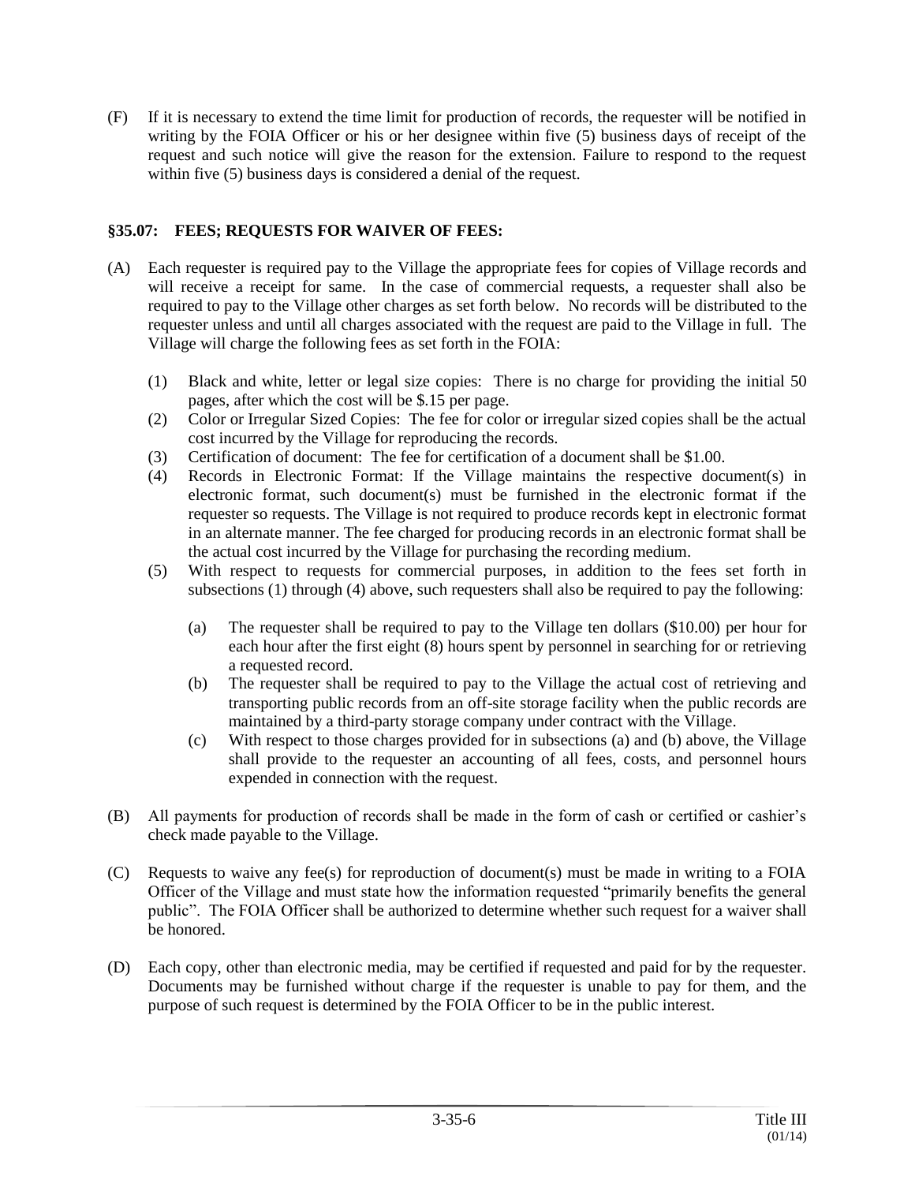(F) If it is necessary to extend the time limit for production of records, the requester will be notified in writing by the FOIA Officer or his or her designee within five (5) business days of receipt of the request and such notice will give the reason for the extension. Failure to respond to the request within five (5) business days is considered a denial of the request.

### §35.07: FEES; REQUESTS FOR WAIVER OF FEES:

(A) Each requester is required pay to the Village the appropriate fees for copies of Village records and will receive a receipt for same. In the case of commercial requests, a requester shall also be required to pay to the Village other charges as set forth below. No records will be distributed to the requester unless and until all charges associated with the request are paid to the Village in full. The Village will charge the following fees as set forth in the FOIA:

   (1) Black and white, letter or legal size copies: There is no charge for providing the initial 50 pages, after which the cost will be $.15 per page.

   (2) Color or Irregular Sized Copies: The fee for color or irregular sized copies shall be the actual cost incurred by the Village for reproducing the records.

   (3) Certification of document: The fee for certification of a document shall be $1.00.

   (4) Records in Electronic Format: If the Village maintains the respective document(s) in electronic format, such document(s) must be furnished in the electronic format if the requester so requests. The Village is not required to produce records kept in electronic format in an alternate manner. The fee charged for producing records in an electronic format shall be the actual cost incurred by the Village for purchasing the recording medium.

   (5) With respect to requests for commercial purposes, in addition to the fees set forth in subsections (1) through (4) above, such requesters shall also be required to pay the following:

      (a) The requester shall be required to pay to the Village ten dollars ($10.00) per hour for each hour after the first eight (8) hours spent by personnel in searching for or retrieving a requested record.

      (b) The requester shall be required to pay to the Village the actual cost of retrieving and transporting public records from an off-site storage facility when the public records are maintained by a third-party storage company under contract with the Village.

      (c) With respect to those charges provided for in subsections (a) and (b) above, the Village shall provide to the requester an accounting of all fees, costs, and personnel hours expended in connection with the request.

(B) All payments for production of records shall be made in the form of cash or certified or cashier's check made payable to the Village.

(C) Requests to waive any fee(s) for reproduction of document(s) must be made in writing to a FOIA Officer of the Village and must state how the information requested "primarily benefits the general public". The FOIA Officer shall be authorized to determine whether such request for a waiver shall be honored.

(D) Each copy, other than electronic media, may be certified if requested and paid for by the requester. Documents may be furnished without charge if the requester is unable to pay for them, and the purpose of such request is determined by the FOIA Officer to be in the public interest.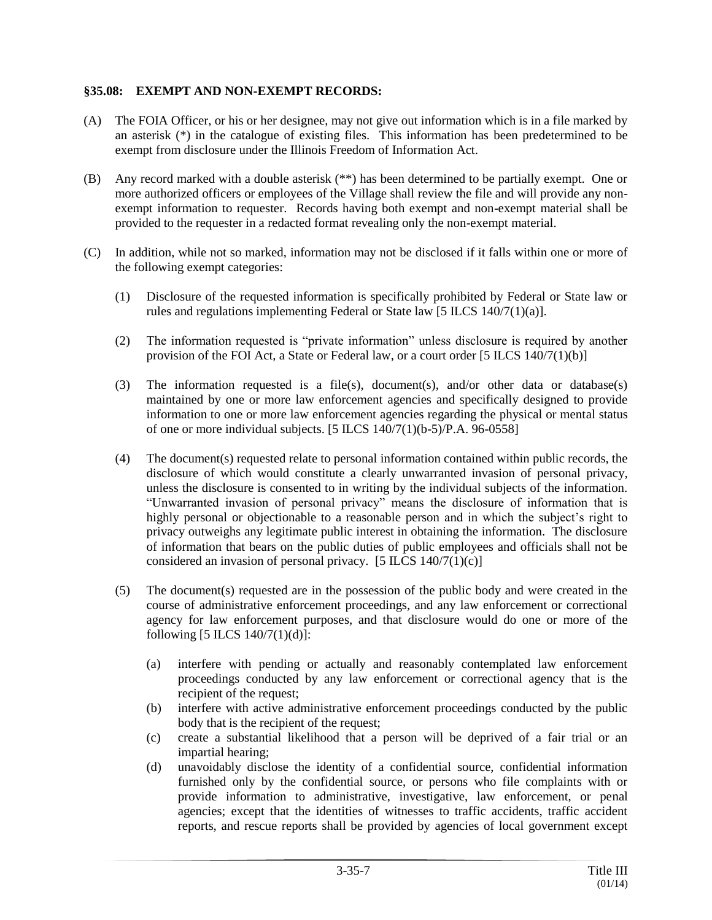### §35.08: EXEMPT AND NON-EXEMPT RECORDS:

(A) The FOIA Officer, or his or her designee, may not give out information which is in a file marked by an asterisk (*) in the catalogue of existing files. This information has been predetermined to be exempt from disclosure under the Illinois Freedom of Information Act.

(B) Any record marked with a double asterisk (**) has been determined to be partially exempt. One or more authorized officers or employees of the Village shall review the file and will provide any non-exempt information to requester. Records having both exempt and non-exempt material shall be provided to the requester in a redacted format revealing only the non-exempt material.

(C) In addition, while not so marked, information may not be disclosed if it falls within one or more of the following exempt categories:

(1) Disclosure of the requested information is specifically prohibited by Federal or State law or rules and regulations implementing Federal or State law [5 ILCS 140/7(1)(a)].

(2) The information requested is "private information" unless disclosure is required by another provision of the FOI Act, a State or Federal law, or a court order [5 ILCS 140/7(1)(b)]

(3) The information requested is a file(s), document(s), and/or other data or database(s) maintained by one or more law enforcement agencies and specifically designed to provide information to one or more law enforcement agencies regarding the physical or mental status of one or more individual subjects. [5 ILCS 140/7(1)(b-5)/P.A. 96-0558]

(4) The document(s) requested relate to personal information contained within public records, the disclosure of which would constitute a clearly unwarranted invasion of personal privacy, unless the disclosure is consented to in writing by the individual subjects of the information. "Unwarranted invasion of personal privacy" means the disclosure of information that is highly personal or objectionable to a reasonable person and in which the subject's right to privacy outweighs any legitimate public interest in obtaining the information. The disclosure of information that bears on the public duties of public employees and officials shall not be considered an invasion of personal privacy. [5 ILCS 140/7(1)(c)]

(5) The document(s) requested are in the possession of the public body and were created in the course of administrative enforcement proceedings, and any law enforcement or correctional agency for law enforcement purposes, and that disclosure would do one or more of the following [5 ILCS 140/7(1)(d)]:

(a) interfere with pending or actually and reasonably contemplated law enforcement proceedings conducted by any law enforcement or correctional agency that is the recipient of the request;

(b) interfere with active administrative enforcement proceedings conducted by the public body that is the recipient of the request;

(c) create a substantial likelihood that a person will be deprived of a fair trial or an impartial hearing;

(d) unavoidably disclose the identity of a confidential source, confidential information furnished only by the confidential source, or persons who file complaints with or provide information to administrative, investigative, law enforcement, or penal agencies; except that the identities of witnesses to traffic accidents, traffic accident reports, and rescue reports shall be provided by agencies of local government except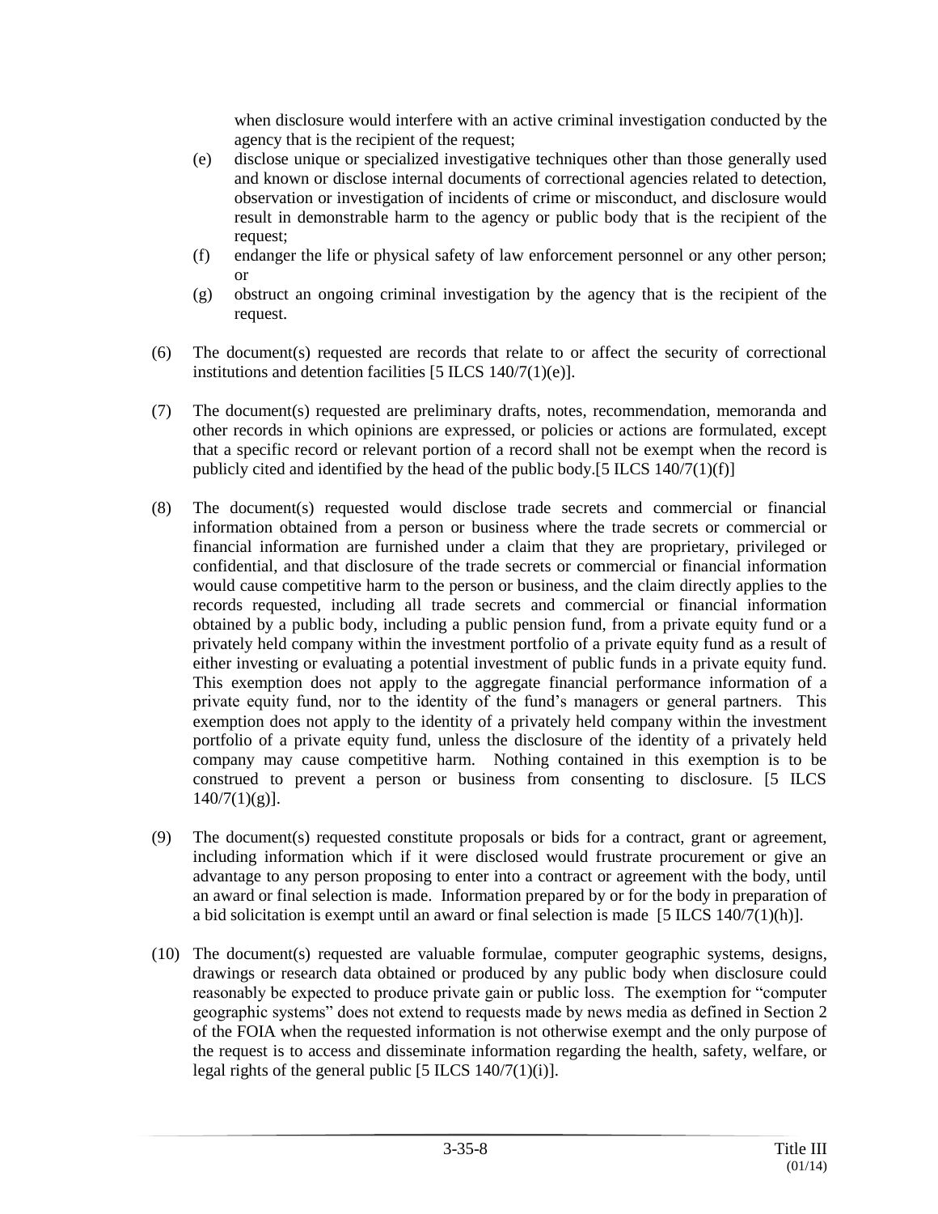when disclosure would interfere with an active criminal investigation conducted by the agency that is the recipient of the request;

(e) disclose unique or specialized investigative techniques other than those generally used and known or disclose internal documents of correctional agencies related to detection, observation or investigation of incidents of crime or misconduct, and disclosure would result in demonstrable harm to the agency or public body that is the recipient of the request;

(f) endanger the life or physical safety of law enforcement personnel or any other person; or

(g) obstruct an ongoing criminal investigation by the agency that is the recipient of the request.

(6) The document(s) requested are records that relate to or affect the security of correctional institutions and detention facilities [5 ILCS 140/7(1)(e)].

(7) The document(s) requested are preliminary drafts, notes, recommendation, memoranda and other records in which opinions are expressed, or policies or actions are formulated, except that a specific record or relevant portion of a record shall not be exempt when the record is publicly cited and identified by the head of the public body.[5 ILCS 140/7(1)(f)]

(8) The document(s) requested would disclose trade secrets and commercial or financial information obtained from a person or business where the trade secrets or commercial or financial information are furnished under a claim that they are proprietary, privileged or confidential, and that disclosure of the trade secrets or commercial or financial information would cause competitive harm to the person or business, and the claim directly applies to the records requested, including all trade secrets and commercial or financial information obtained by a public body, including a public pension fund, from a private equity fund or a privately held company within the investment portfolio of a private equity fund as a result of either investing or evaluating a potential investment of public funds in a private equity fund. This exemption does not apply to the aggregate financial performance information of a private equity fund, nor to the identity of the fund's managers or general partners. This exemption does not apply to the identity of a privately held company within the investment portfolio of a private equity fund, unless the disclosure of the identity of a privately held company may cause competitive harm. Nothing contained in this exemption is to be construed to prevent a person or business from consenting to disclosure. [5 ILCS 140/7(1)(g)].

(9) The document(s) requested constitute proposals or bids for a contract, grant or agreement, including information which if it were disclosed would frustrate procurement or give an advantage to any person proposing to enter into a contract or agreement with the body, until an award or final selection is made. Information prepared by or for the body in preparation of a bid solicitation is exempt until an award or final selection is made [5 ILCS 140/7(1)(h)].

(10) The document(s) requested are valuable formulae, computer geographic systems, designs, drawings or research data obtained or produced by any public body when disclosure could reasonably be expected to produce private gain or public loss. The exemption for "computer geographic systems" does not extend to requests made by news media as defined in Section 2 of the FOIA when the requested information is not otherwise exempt and the only purpose of the request is to access and disseminate information regarding the health, safety, welfare, or legal rights of the general public [5 ILCS 140/7(1)(i)].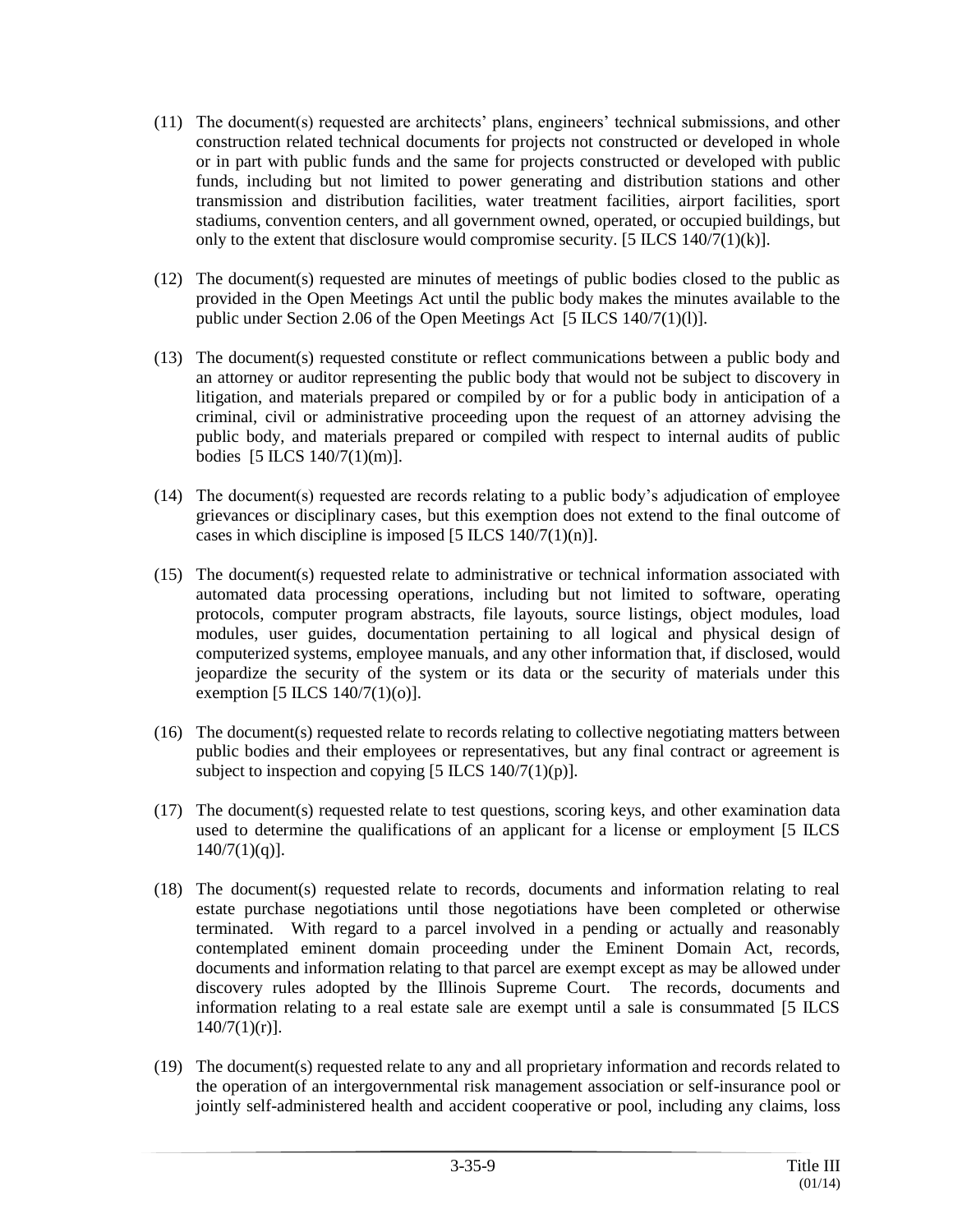(11) The document(s) requested are architects' plans, engineers' technical submissions, and other construction related technical documents for projects not constructed or developed in whole or in part with public funds and the same for projects constructed or developed with public funds, including but not limited to power generating and distribution stations and other transmission and distribution facilities, water treatment facilities, airport facilities, sport stadiums, convention centers, and all government owned, operated, or occupied buildings, but only to the extent that disclosure would compromise security. [5 ILCS 140/7(1)(k)].

(12) The document(s) requested are minutes of meetings of public bodies closed to the public as provided in the Open Meetings Act until the public body makes the minutes available to the public under Section 2.06 of the Open Meetings Act [5 ILCS 140/7(1)(l)].

(13) The document(s) requested constitute or reflect communications between a public body and an attorney or auditor representing the public body that would not be subject to discovery in litigation, and materials prepared or compiled by or for a public body in anticipation of a criminal, civil or administrative proceeding upon the request of an attorney advising the public body, and materials prepared or compiled with respect to internal audits of public bodies [5 ILCS 140/7(1)(m)].

(14) The document(s) requested are records relating to a public body's adjudication of employee grievances or disciplinary cases, but this exemption does not extend to the final outcome of cases in which discipline is imposed [5 ILCS 140/7(1)(n)].

(15) The document(s) requested relate to administrative or technical information associated with automated data processing operations, including but not limited to software, operating protocols, computer program abstracts, file layouts, source listings, object modules, load modules, user guides, documentation pertaining to all logical and physical design of computerized systems, employee manuals, and any other information that, if disclosed, would jeopardize the security of the system or its data or the security of materials under this exemption [5 ILCS 140/7(1)(o)].

(16) The document(s) requested relate to records relating to collective negotiating matters between public bodies and their employees or representatives, but any final contract or agreement is subject to inspection and copying [5 ILCS 140/7(1)(p)].

(17) The document(s) requested relate to test questions, scoring keys, and other examination data used to determine the qualifications of an applicant for a license or employment [5 ILCS 140/7(1)(q)].

(18) The document(s) requested relate to records, documents and information relating to real estate purchase negotiations until those negotiations have been completed or otherwise terminated. With regard to a parcel involved in a pending or actually and reasonably contemplated eminent domain proceeding under the Eminent Domain Act, records, documents and information relating to that parcel are exempt except as may be allowed under discovery rules adopted by the Illinois Supreme Court. The records, documents and information relating to a real estate sale are exempt until a sale is consummated [5 ILCS 140/7(1)(r)].

(19) The document(s) requested relate to any and all proprietary information and records related to the operation of an intergovernmental risk management association or self-insurance pool or jointly self-administered health and accident cooperative or pool, including any claims, loss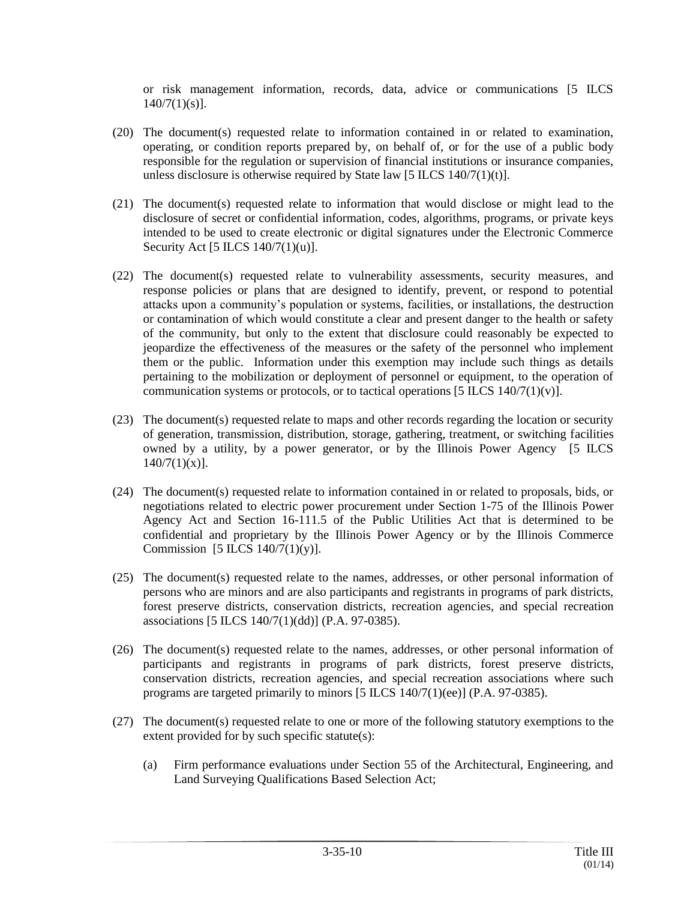or risk management information, records, data, advice or communications [5 ILCS 140/7(1)(s)].

(20) The document(s) requested relate to information contained in or related to examination, operating, or condition reports prepared by, on behalf of, or for the use of a public body responsible for the regulation or supervision of financial institutions or insurance companies, unless disclosure is otherwise required by State law [5 ILCS 140/7(1)(t)].

(21) The document(s) requested relate to information that would disclose or might lead to the disclosure of secret or confidential information, codes, algorithms, programs, or private keys intended to be used to create electronic or digital signatures under the Electronic Commerce Security Act [5 ILCS 140/7(1)(u)].

(22) The document(s) requested relate to vulnerability assessments, security measures, and response policies or plans that are designed to identify, prevent, or respond to potential attacks upon a community's population or systems, facilities, or installations, the destruction or contamination of which would constitute a clear and present danger to the health or safety of the community, but only to the extent that disclosure could reasonably be expected to jeopardize the effectiveness of the measures or the safety of the personnel who implement them or the public. Information under this exemption may include such things as details pertaining to the mobilization or deployment of personnel or equipment, to the operation of communication systems or protocols, or to tactical operations [5 ILCS 140/7(1)(v)].

(23) The document(s) requested relate to maps and other records regarding the location or security of generation, transmission, distribution, storage, gathering, treatment, or switching facilities owned by a utility, by a power generator, or by the Illinois Power Agency [5 ILCS 140/7(1)(x)].

(24) The document(s) requested relate to information contained in or related to proposals, bids, or negotiations related to electric power procurement under Section 1-75 of the Illinois Power Agency Act and Section 16-111.5 of the Public Utilities Act that is determined to be confidential and proprietary by the Illinois Power Agency or by the Illinois Commerce Commission [5 ILCS 140/7(1)(y)].

(25) The document(s) requested relate to the names, addresses, or other personal information of persons who are minors and are also participants and registrants in programs of park districts, forest preserve districts, conservation districts, recreation agencies, and special recreation associations [5 ILCS 140/7(1)(dd)] (P.A. 97-0385).

(26) The document(s) requested relate to the names, addresses, or other personal information of participants and registrants in programs of park districts, forest preserve districts, conservation districts, recreation agencies, and special recreation associations where such programs are targeted primarily to minors [5 ILCS 140/7(1)(ee)] (P.A. 97-0385).

(27) The document(s) requested relate to one or more of the following statutory exemptions to the extent provided for by such specific statute(s):

   (a) Firm performance evaluations under Section 55 of the Architectural, Engineering, and Land Surveying Qualifications Based Selection Act;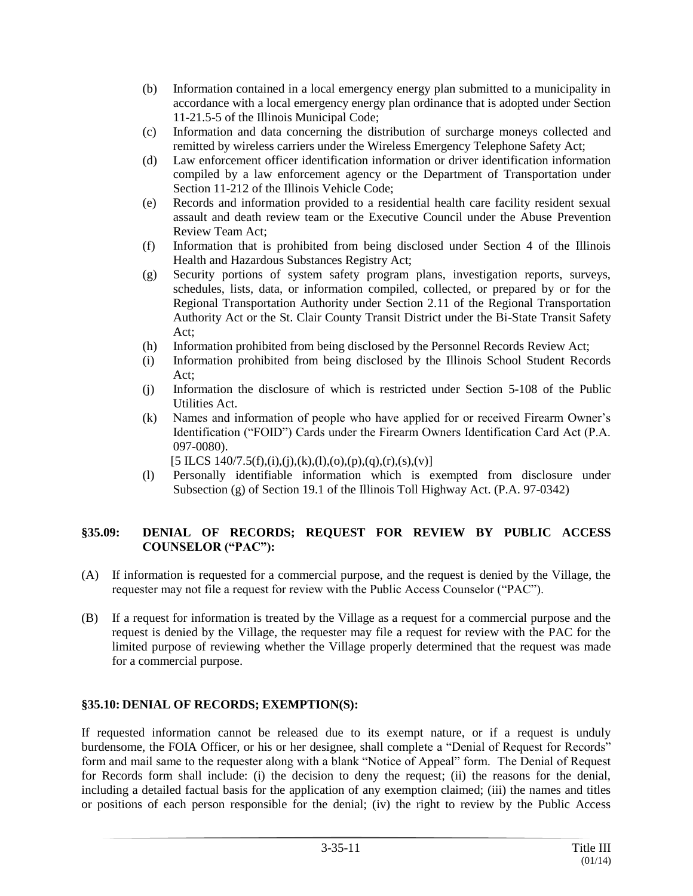- (b) Information contained in a local emergency energy plan submitted to a municipality in accordance with a local emergency energy plan ordinance that is adopted under Section 11-21.5-5 of the Illinois Municipal Code;
- (c) Information and data concerning the distribution of surcharge moneys collected and remitted by wireless carriers under the Wireless Emergency Telephone Safety Act;
- (d) Law enforcement officer identification information or driver identification information compiled by a law enforcement agency or the Department of Transportation under Section 11-212 of the Illinois Vehicle Code;
- (e) Records and information provided to a residential health care facility resident sexual assault and death review team or the Executive Council under the Abuse Prevention Review Team Act;
- (f) Information that is prohibited from being disclosed under Section 4 of the Illinois Health and Hazardous Substances Registry Act;
- (g) Security portions of system safety program plans, investigation reports, surveys, schedules, lists, data, or information compiled, collected, or prepared by or for the Regional Transportation Authority under Section 2.11 of the Regional Transportation Authority Act or the St. Clair County Transit District under the Bi-State Transit Safety Act;
- (h) Information prohibited from being disclosed by the Personnel Records Review Act;
- (i) Information prohibited from being disclosed by the Illinois School Student Records Act;
- (j) Information the disclosure of which is restricted under Section 5-108 of the Public Utilities Act.
- (k) Names and information of people who have applied for or received Firearm Owner's Identification ("FOID") Cards under the Firearm Owners Identification Card Act (P.A. 097-0080).

  [5 ILCS 140/7.5(f),(i),(j),(k),(l),(o),(p),(q),(r),(s),(v)]
- (l) Personally identifiable information which is exempted from disclosure under Subsection (g) of Section 19.1 of the Illinois Toll Highway Act. (P.A. 97-0342)

### §35.09: DENIAL OF RECORDS; REQUEST FOR REVIEW BY PUBLIC ACCESS COUNSELOR ("PAC"):

(A) If information is requested for a commercial purpose, and the request is denied by the Village, the requester may not file a request for review with the Public Access Counselor ("PAC").

(B) If a request for information is treated by the Village as a request for a commercial purpose and the request is denied by the Village, the requester may file a request for review with the PAC for the limited purpose of reviewing whether the Village properly determined that the request was made for a commercial purpose.

### §35.10: DENIAL OF RECORDS; EXEMPTION(S):

If requested information cannot be released due to its exempt nature, or if a request is unduly burdensome, the FOIA Officer, or his or her designee, shall complete a "Denial of Request for Records" form and mail same to the requester along with a blank "Notice of Appeal" form. The Denial of Request for Records form shall include: (i) the decision to deny the request; (ii) the reasons for the denial, including a detailed factual basis for the application of any exemption claimed; (iii) the names and titles or positions of each person responsible for the denial; (iv) the right to review by the Public Access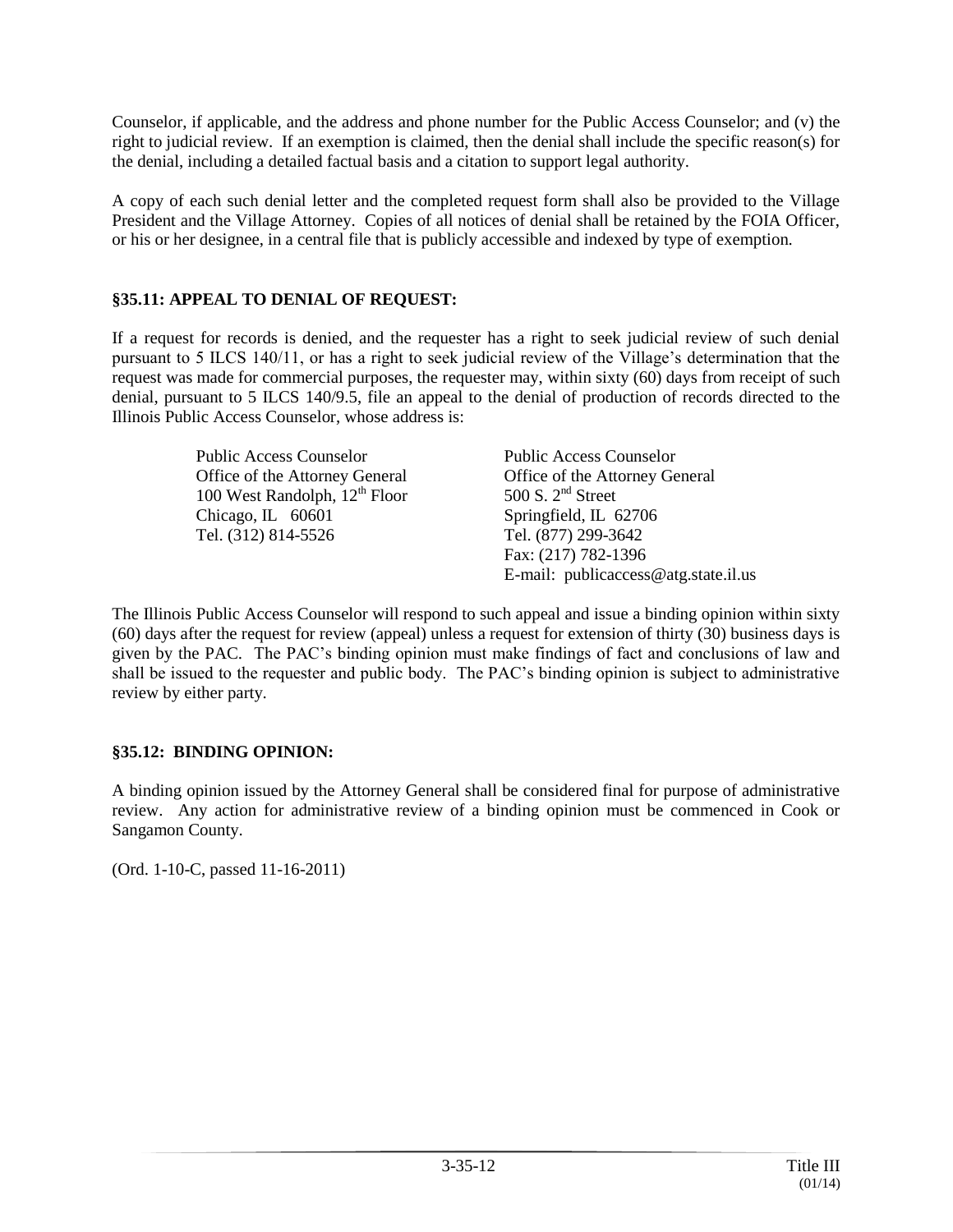Counselor, if applicable, and the address and phone number for the Public Access Counselor; and (v) the right to judicial review. If an exemption is claimed, then the denial shall include the specific reason(s) for the denial, including a detailed factual basis and a citation to support legal authority.

A copy of each such denial letter and the completed request form shall also be provided to the Village President and the Village Attorney. Copies of all notices of denial shall be retained by the FOIA Officer, or his or her designee, in a central file that is publicly accessible and indexed by type of exemption.

## §35.11: APPEAL TO DENIAL OF REQUEST:

If a request for records is denied, and the requester has a right to seek judicial review of such denial pursuant to 5 ILCS 140/11, or has a right to seek judicial review of the Village's determination that the request was made for commercial purposes, the requester may, within sixty (60) days from receipt of such denial, pursuant to 5 ILCS 140/9.5, file an appeal to the denial of production of records directed to the Illinois Public Access Counselor, whose address is:

Public Access Counselor
Office of the Attorney General
100 West Randolph, 12th Floor
Chicago, IL 60601
Tel. (312) 814-5526

Public Access Counselor
Office of the Attorney General
500 S. 2nd Street
Springfield, IL 62706
Tel. (877) 299-3642
Fax: (217) 782-1396
E-mail: publicaccess@atg.state.il.us

The Illinois Public Access Counselor will respond to such appeal and issue a binding opinion within sixty (60) days after the request for review (appeal) unless a request for extension of thirty (30) business days is given by the PAC. The PAC's binding opinion must make findings of fact and conclusions of law and shall be issued to the requester and public body. The PAC's binding opinion is subject to administrative review by either party.

## §35.12: BINDING OPINION:

A binding opinion issued by the Attorney General shall be considered final for purpose of administrative review. Any action for administrative review of a binding opinion must be commenced in Cook or Sangamon County.

(Ord. 1-10-C, passed 11-16-2011)